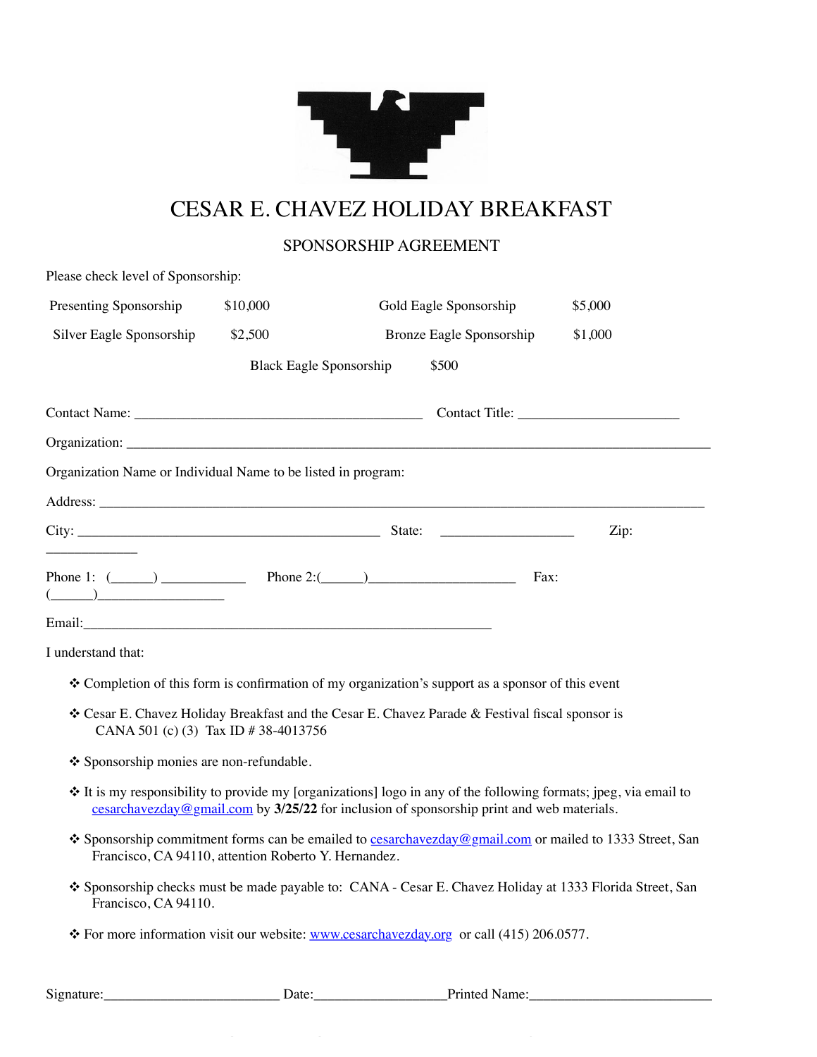# CESAR E. CHAVEZ HOLIDAY BREAKFAST

## SPONSORSHIP AGREEMENT

Please check level of Sponsorship:

| | | | |
|---|---|---|---|
| Presenting Sponsorship | $10,000 | Gold Eagle Sponsorship | $5,000 |
| Silver Eagle Sponsorship | $2,500 | Bronze Eagle Sponsorship | $1,000 |
| | Black Eagle Sponsorship | $500 | |

Contact Name: __________________________________________ Contact Title: ________________________

Organization: ___________________________________________________________________________________________

Organization Name or Individual Name to be listed in program:

Address: ________________________________________________________________________________________________

City: ______________________________________________ State: ____________________ Zip: _____________

Phone 1: (______) ____________ Phone 2:(______)_____________________ Fax: (______)___________________

Email:_____________________________________________________________

I understand that:

- ❖ Completion of this form is confirmation of my organization's support as a sponsor of this event
- ❖ Cesar E. Chavez Holiday Breakfast and the Cesar E. Chavez Parade & Festival fiscal sponsor is CANA 501 (c) (3) Tax ID # 38-4013756
- ❖ Sponsorship monies are non-refundable.
- ❖ It is my responsibility to provide my [organizations] logo in any of the following formats; jpeg, via email to cesarchavezday@gmail.com by **3/25/22** for inclusion of sponsorship print and web materials.
- ❖ Sponsorship commitment forms can be emailed to cesarchavezday@gmail.com or mailed to 1333 Street, San Francisco, CA 94110, attention Roberto Y. Hernandez.
- ❖ Sponsorship checks must be made payable to: CANA - Cesar E. Chavez Holiday at 1333 Florida Street, San Francisco, CA 94110.
- ❖ For more information visit our website: www.cesarchavezday.org or call (415) 206.0577.

Signature:_________________________ Date:___________________Printed Name:__________________________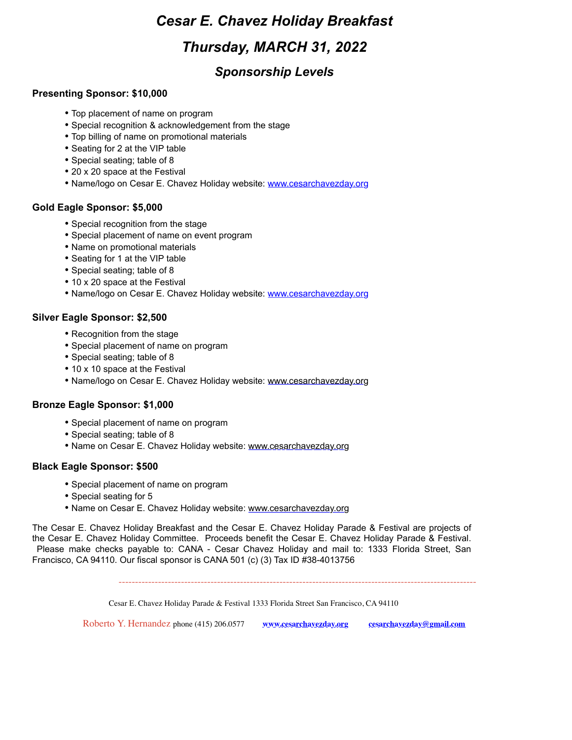# *Cesar E. Chavez Holiday Breakfast*

# *Thursday, MARCH 31, 2022*

## *Sponsorship Levels*

**Presenting Sponsor: $10,000**

- Top placement of name on program
- Special recognition & acknowledgement from the stage
- Top billing of name on promotional materials
- Seating for 2 at the VIP table
- Special seating; table of 8
- 20 x 20 space at the Festival
- Name/logo on Cesar E. Chavez Holiday website: www.cesarchavezday.org

**Gold Eagle Sponsor: $5,000**

- Special recognition from the stage
- Special placement of name on event program
- Name on promotional materials
- Seating for 1 at the VIP table
- Special seating; table of 8
- 10 x 20 space at the Festival
- Name/logo on Cesar E. Chavez Holiday website: www.cesarchavezday.org

**Silver Eagle Sponsor: $2,500**

- Recognition from the stage
- Special placement of name on program
- Special seating; table of 8
- 10 x 10 space at the Festival
- Name/logo on Cesar E. Chavez Holiday website: www.cesarchavezday.org

**Bronze Eagle Sponsor: $1,000**

- Special placement of name on program
- Special seating; table of 8
- Name on Cesar E. Chavez Holiday website: www.cesarchavezday.org

**Black Eagle Sponsor: $500**

- Special placement of name on program
- Special seating for 5
- Name on Cesar E. Chavez Holiday website: www.cesarchavezday.org

The Cesar E. Chavez Holiday Breakfast and the Cesar E. Chavez Holiday Parade & Festival are projects of the Cesar E. Chavez Holiday Committee. Proceeds benefit the Cesar E. Chavez Holiday Parade & Festival. Please make checks payable to: CANA - Cesar Chavez Holiday and mail to: 1333 Florida Street, San Francisco, CA 94110. Our fiscal sponsor is CANA 501 (c) (3) Tax ID #38-4013756

Cesar E. Chavez Holiday Parade & Festival 1333 Florida Street San Francisco, CA 94110

Roberto Y. Hernandez phone (415) 206.0577 **www.cesarchavezday.org** **cesarchavezday@gmail.com**